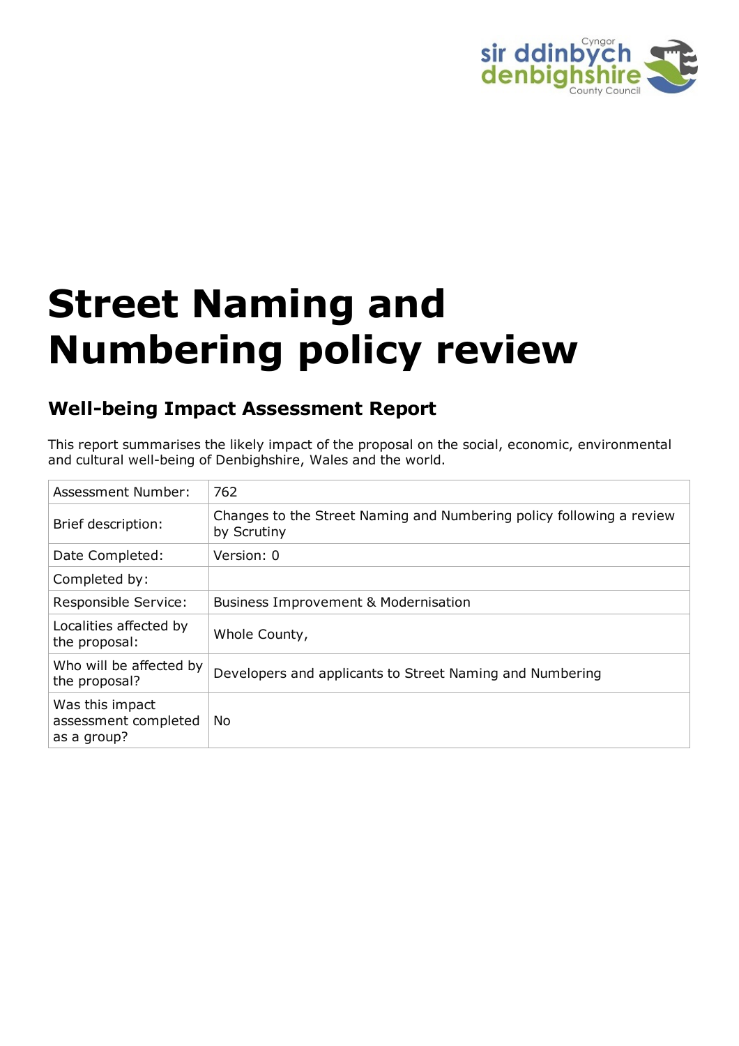# Street Naming and Numbering policy review

## Well-being Impact Assessment Report

This report summarises the likely impact of the proposal on the social, economic, environmental and cultural well-being of Denbighshire, Wales and the world.

| Assessment Number: | 762 |
|---|---|
| Brief description: | Changes to the Street Naming and Numbering policy following a review by Scrutiny |
| Date Completed: | Version: 0 |
| Completed by: | |
| Responsible Service: | Business Improvement & Modernisation |
| Localities affected by the proposal: | Whole County, |
| Who will be affected by the proposal? | Developers and applicants to Street Naming and Numbering |
| Was this impact assessment completed as a group? | No |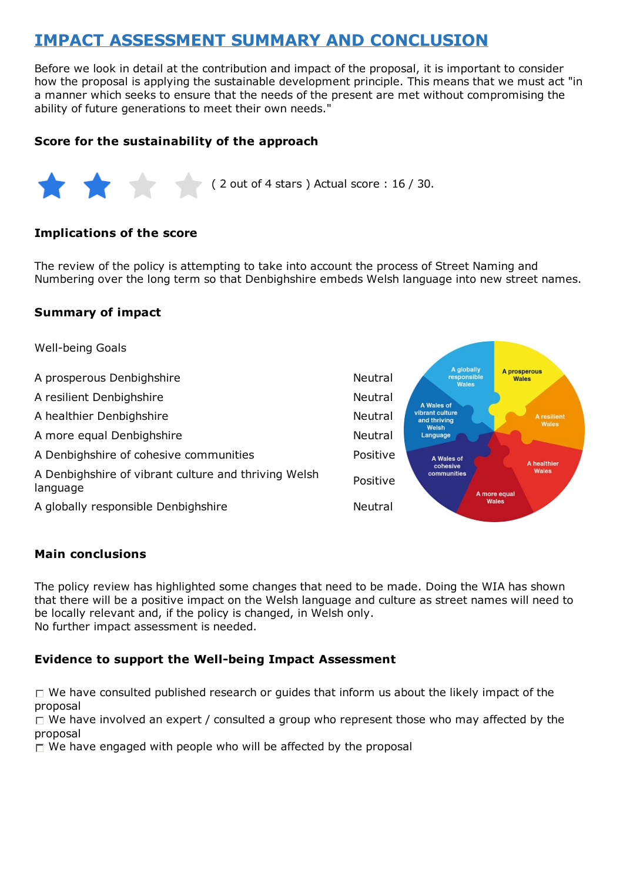# IMPACT ASSESSMENT SUMMARY AND CONCLUSION

Before we look in detail at the contribution and impact of the proposal, it is important to consider how the proposal is applying the sustainable development principle. This means that we must act "in a manner which seeks to ensure that the needs of the present are met without compromising the ability of future generations to meet their own needs."

### Score for the sustainability of the approach

( 2 out of 4 stars ) Actual score : 16 / 30.

### Implications of the score

The review of the policy is attempting to take into account the process of Street Naming and Numbering over the long term so that Denbighshire embeds Welsh language into new street names.

### Summary of impact

Well-being Goals

| | |
|---|---|
| A prosperous Denbighshire | Neutral |
| A resilient Denbighshire | Neutral |
| A healthier Denbighshire | Neutral |
| A more equal Denbighshire | Neutral |
| A Denbighshire of cohesive communities | Positive |
| A Denbighshire of vibrant culture and thriving Welsh language | Positive |
| A globally responsible Denbighshire | Neutral |

### Main conclusions

The policy review has highlighted some changes that need to be made. Doing the WIA has shown that there will be a positive impact on the Welsh language and culture as street names will need to be locally relevant and, if the policy is changed, in Welsh only.
No further impact assessment is needed.

### Evidence to support the Well-being Impact Assessment

- ☐ We have consulted published research or guides that inform us about the likely impact of the proposal
- ☐ We have involved an expert / consulted a group who represent those who may affected by the proposal
- ☐ We have engaged with people who will be affected by the proposal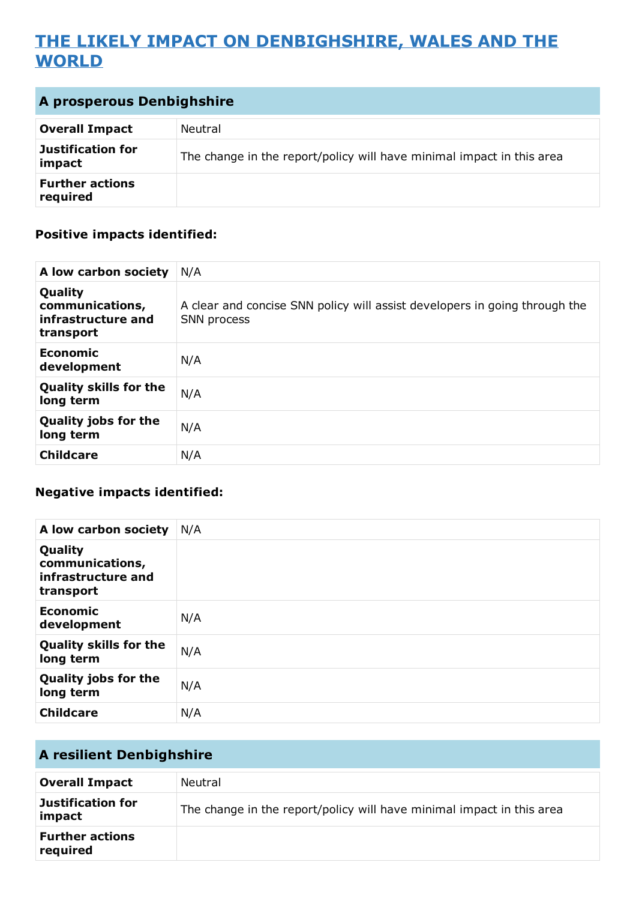# THE LIKELY IMPACT ON DENBIGHSHIRE, WALES AND THE WORLD

## A prosperous Denbighshire

| | |
|---|---|
| **Overall Impact** | Neutral |
| **Justification for impact** | The change in the report/policy will have minimal impact in this area |
| **Further actions required** | |

### Positive impacts identified:

| | |
|---|---|
| **A low carbon society** | N/A |
| **Quality communications, infrastructure and transport** | A clear and concise SNN policy will assist developers in going through the SNN process |
| **Economic development** | N/A |
| **Quality skills for the long term** | N/A |
| **Quality jobs for the long term** | N/A |
| **Childcare** | N/A |

### Negative impacts identified:

| | |
|---|---|
| **A low carbon society** | N/A |
| **Quality communications, infrastructure and transport** | |
| **Economic development** | N/A |
| **Quality skills for the long term** | N/A |
| **Quality jobs for the long term** | N/A |
| **Childcare** | N/A |

## A resilient Denbighshire

| | |
|---|---|
| **Overall Impact** | Neutral |
| **Justification for impact** | The change in the report/policy will have minimal impact in this area |
| **Further actions required** | |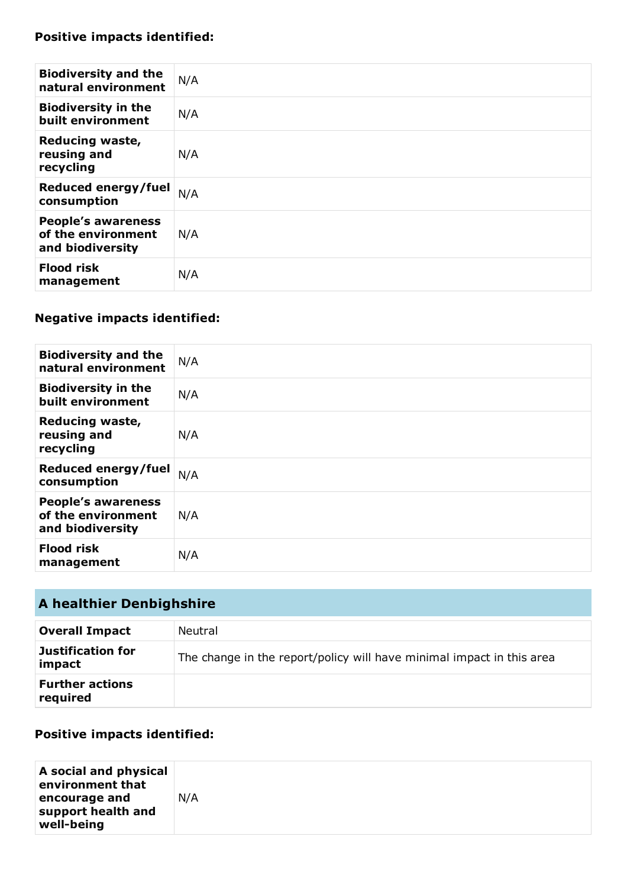### Positive impacts identified:

| | |
|---|---|
| **Biodiversity and the natural environment** | N/A |
| **Biodiversity in the built environment** | N/A |
| **Reducing waste, reusing and recycling** | N/A |
| **Reduced energy/fuel consumption** | N/A |
| **People's awareness of the environment and biodiversity** | N/A |
| **Flood risk management** | N/A |

### Negative impacts identified:

| | |
|---|---|
| **Biodiversity and the natural environment** | N/A |
| **Biodiversity in the built environment** | N/A |
| **Reducing waste, reusing and recycling** | N/A |
| **Reduced energy/fuel consumption** | N/A |
| **People's awareness of the environment and biodiversity** | N/A |
| **Flood risk management** | N/A |

## A healthier Denbighshire

| | |
|---|---|
| **Overall Impact** | Neutral |
| **Justification for impact** | The change in the report/policy will have minimal impact in this area |
| **Further actions required** | |

### Positive impacts identified:

| | |
|---|---|
| **A social and physical environment that encourage and support health and well-being** | N/A |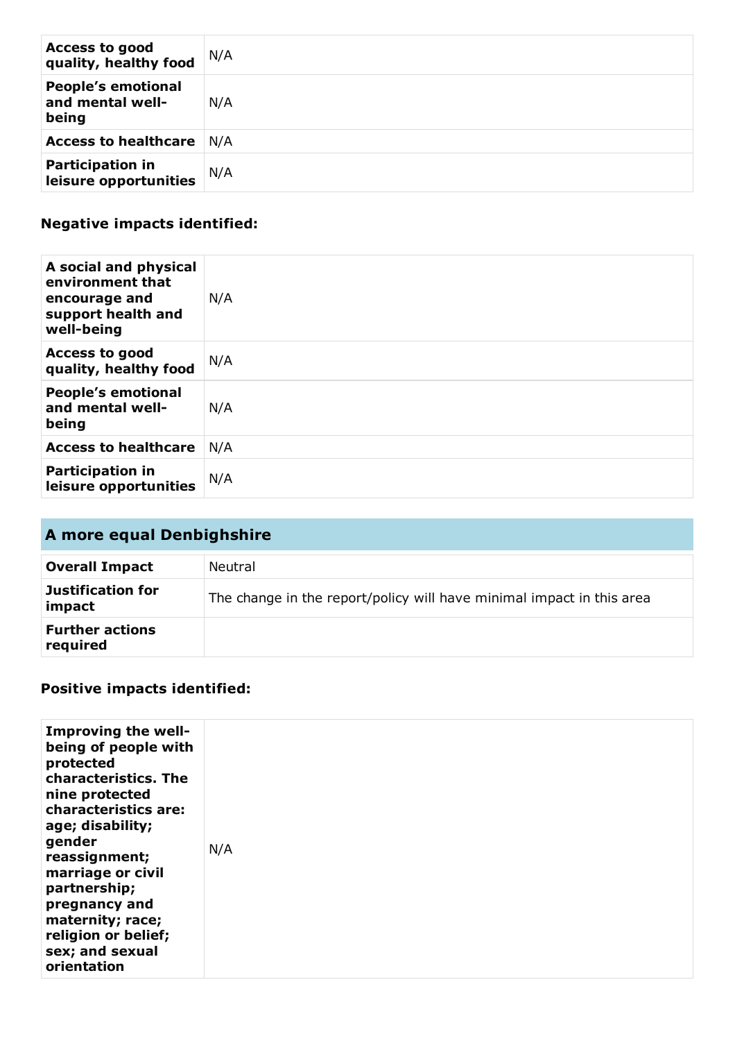| | |
|---|---|
| **Access to good quality, healthy food** | N/A |
| **People's emotional and mental well-being** | N/A |
| **Access to healthcare** | N/A |
| **Participation in leisure opportunities** | N/A |

### Negative impacts identified:

| | |
|---|---|
| **A social and physical environment that encourage and support health and well-being** | N/A |
| **Access to good quality, healthy food** | N/A |
| **People's emotional and mental well-being** | N/A |
| **Access to healthcare** | N/A |
| **Participation in leisure opportunities** | N/A |

## A more equal Denbighshire

| | |
|---|---|
| **Overall Impact** | Neutral |
| **Justification for impact** | The change in the report/policy will have minimal impact in this area |
| **Further actions required** | |

### Positive impacts identified:

| | |
|---|---|
| **Improving the well-being of people with protected characteristics. The nine protected characteristics are: age; disability; gender reassignment; marriage or civil partnership; pregnancy and maternity; race; religion or belief; sex; and sexual orientation** | N/A |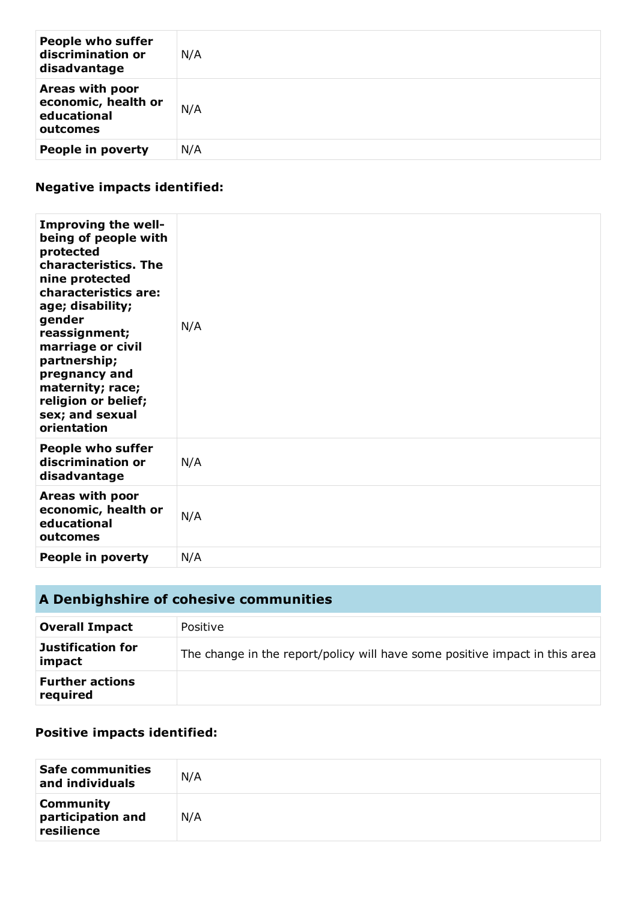| | |
|---|---|
| **People who suffer discrimination or disadvantage** | N/A |
| **Areas with poor economic, health or educational outcomes** | N/A |
| **People in poverty** | N/A |

### Negative impacts identified:

| | |
|---|---|
| **Improving the well-being of people with protected characteristics. The nine protected characteristics are: age; disability; gender reassignment; marriage or civil partnership; pregnancy and maternity; race; religion or belief; sex; and sexual orientation** | N/A |
| **People who suffer discrimination or disadvantage** | N/A |
| **Areas with poor economic, health or educational outcomes** | N/A |
| **People in poverty** | N/A |

## A Denbighshire of cohesive communities

| | |
|---|---|
| **Overall Impact** | Positive |
| **Justification for impact** | The change in the report/policy will have some positive impact in this area |
| **Further actions required** | |

### Positive impacts identified:

| | |
|---|---|
| **Safe communities and individuals** | N/A |
| **Community participation and resilience** | N/A |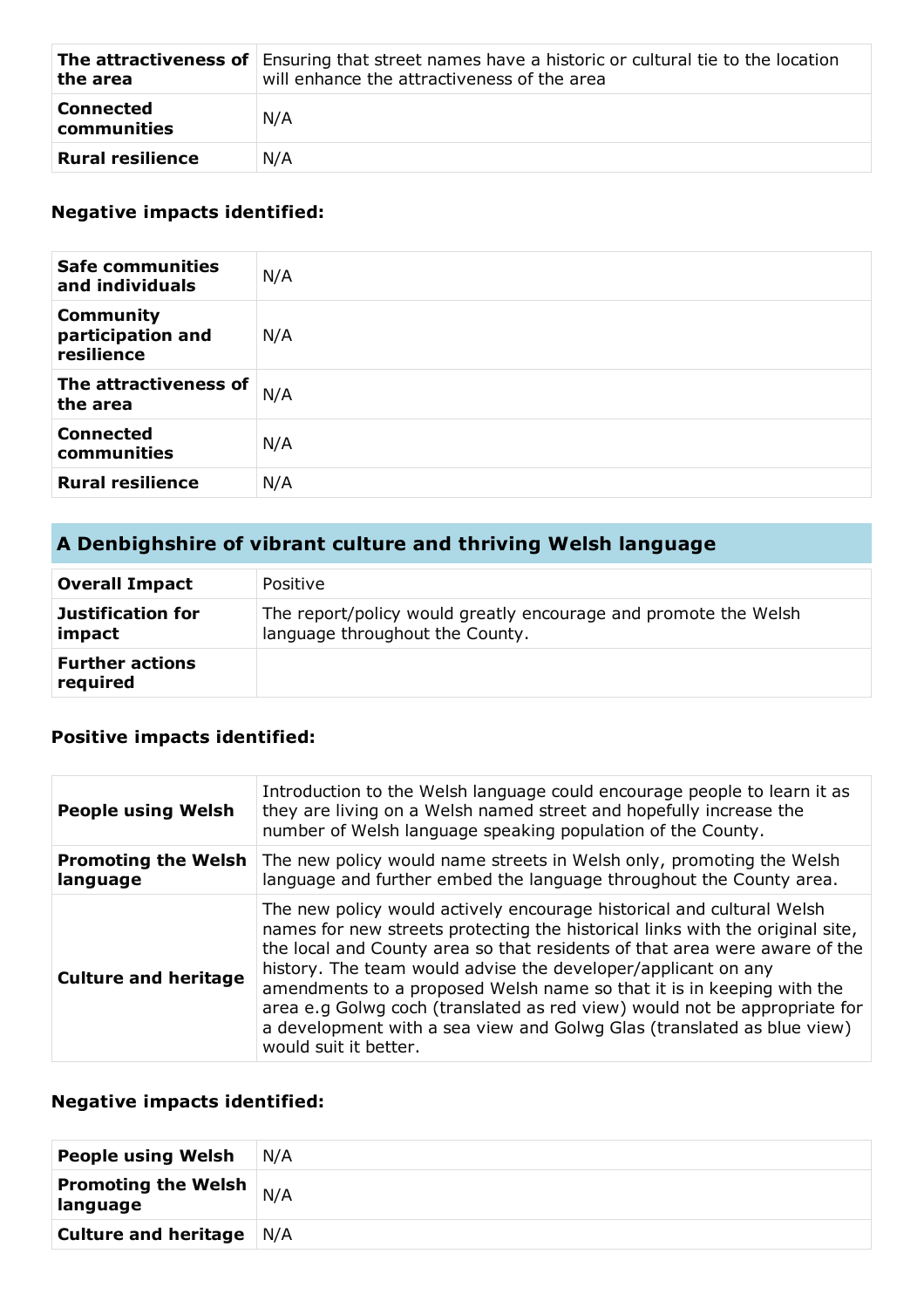| The attractiveness of the area | Ensuring that street names have a historic or cultural tie to the location will enhance the attractiveness of the area |
|---|---|
| Connected communities | N/A |
| Rural resilience | N/A |

### Negative impacts identified:

| Safe communities and individuals | N/A |
|---|---|
| Community participation and resilience | N/A |
| The attractiveness of the area | N/A |
| Connected communities | N/A |
| Rural resilience | N/A |

## A Denbighshire of vibrant culture and thriving Welsh language

| Overall Impact | Positive |
|---|---|
| Justification for impact | The report/policy would greatly encourage and promote the Welsh language throughout the County. |
| Further actions required | |

### Positive impacts identified:

| People using Welsh | Introduction to the Welsh language could encourage people to learn it as they are living on a Welsh named street and hopefully increase the number of Welsh language speaking population of the County. |
|---|---|
| Promoting the Welsh language | The new policy would name streets in Welsh only, promoting the Welsh language and further embed the language throughout the County area. |
| Culture and heritage | The new policy would actively encourage historical and cultural Welsh names for new streets protecting the historical links with the original site, the local and County area so that residents of that area were aware of the history. The team would advise the developer/applicant on any amendments to a proposed Welsh name so that it is in keeping with the area e.g Golwg coch (translated as red view) would not be appropriate for a development with a sea view and Golwg Glas (translated as blue view) would suit it better. |

### Negative impacts identified:

| People using Welsh | N/A |
|---|---|
| Promoting the Welsh language | N/A |
| Culture and heritage | N/A |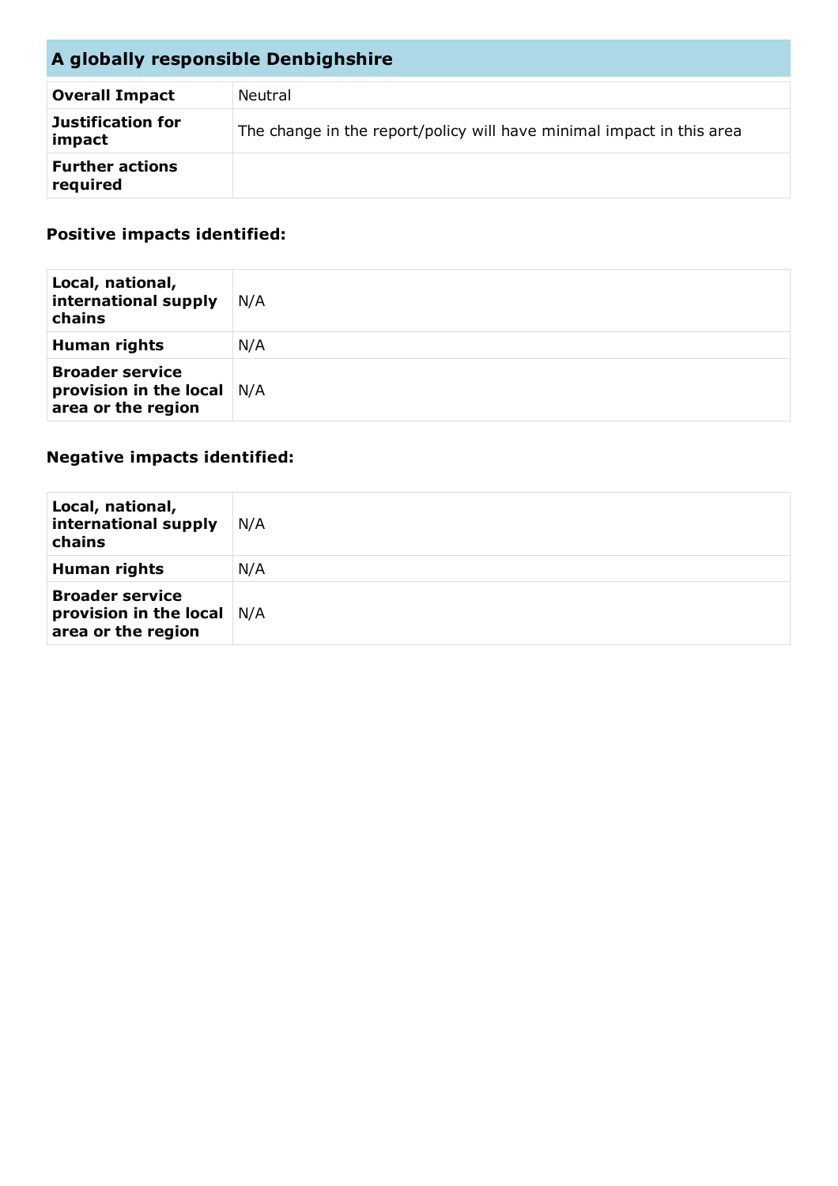## A globally responsible Denbighshire

| | |
|---|---|
| **Overall Impact** | Neutral |
| **Justification for impact** | The change in the report/policy will have minimal impact in this area |
| **Further actions required** | |

### Positive impacts identified:

| | |
|---|---|
| **Local, national, international supply chains** | N/A |
| **Human rights** | N/A |
| **Broader service provision in the local area or the region** | N/A |

### Negative impacts identified:

| | |
|---|---|
| **Local, national, international supply chains** | N/A |
| **Human rights** | N/A |
| **Broader service provision in the local area or the region** | N/A |